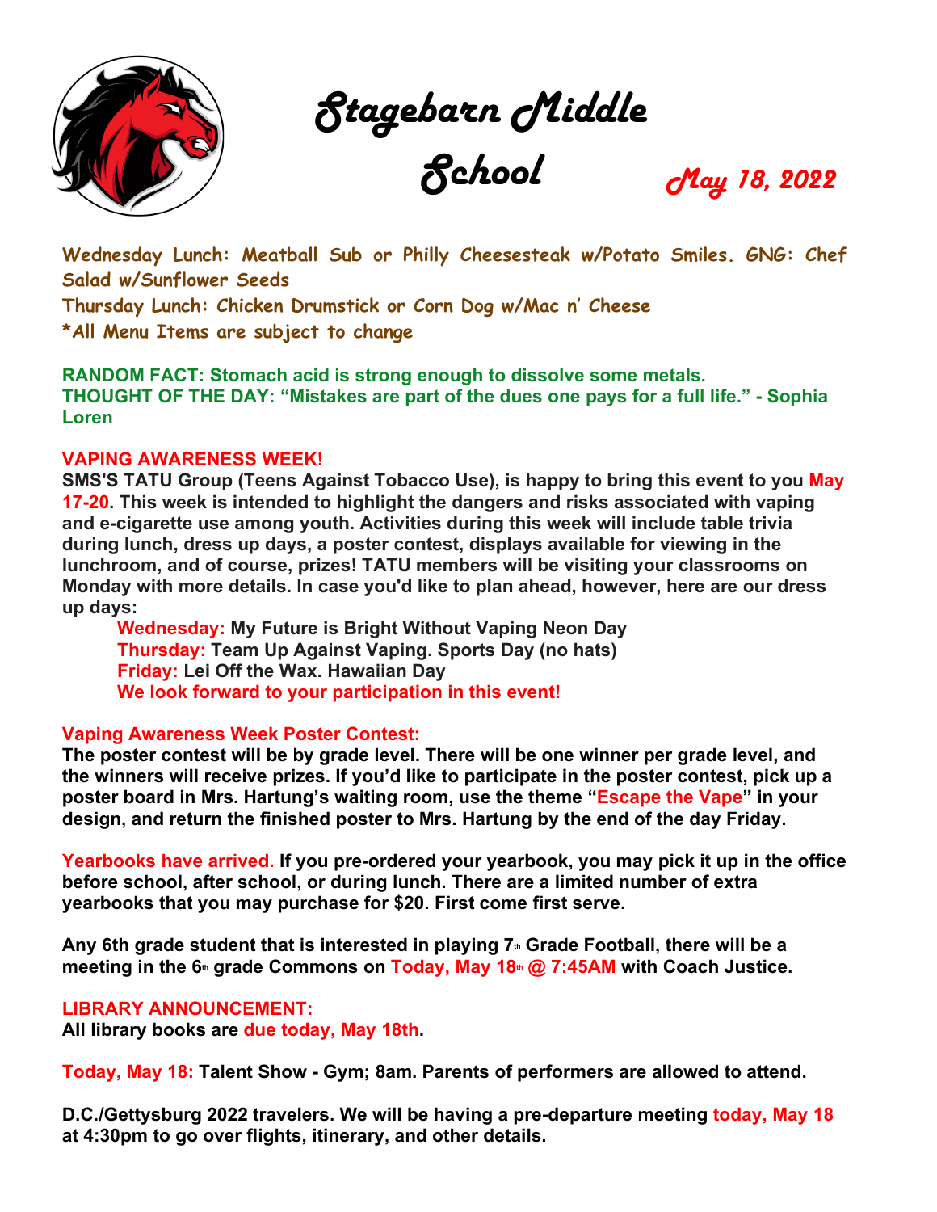# Stagebarn Middle School

*May 18, 2022*

**Wednesday Lunch: Meatball Sub or Philly Cheesesteak w/Potato Smiles. GNG: Chef Salad w/Sunflower Seeds**
**Thursday Lunch: Chicken Drumstick or Corn Dog w/Mac n' Cheese**
**\*All Menu Items are subject to change**

**RANDOM FACT: Stomach acid is strong enough to dissolve some metals.**
**THOUGHT OF THE DAY: "Mistakes are part of the dues one pays for a full life." - Sophia Loren**

**VAPING AWARENESS WEEK!**
**SMS'S TATU Group (Teens Against Tobacco Use), is happy to bring this event to you May 17-20. This week is intended to highlight the dangers and risks associated with vaping and e-cigarette use among youth. Activities during this week will include table trivia during lunch, dress up days, a poster contest, displays available for viewing in the lunchroom, and of course, prizes! TATU members will be visiting your classrooms on Monday with more details. In case you'd like to plan ahead, however, here are our dress up days:**

> **Wednesday: My Future is Bright Without Vaping Neon Day**
> **Thursday: Team Up Against Vaping. Sports Day (no hats)**
> **Friday: Lei Off the Wax. Hawaiian Day**
> **We look forward to your participation in this event!**

**Vaping Awareness Week Poster Contest:**
**The poster contest will be by grade level. There will be one winner per grade level, and the winners will receive prizes. If you'd like to participate in the poster contest, pick up a poster board in Mrs. Hartung's waiting room, use the theme "Escape the Vape" in your design, and return the finished poster to Mrs. Hartung by the end of the day Friday.**

**Yearbooks have arrived. If you pre-ordered your yearbook, you may pick it up in the office before school, after school, or during lunch. There are a limited number of extra yearbooks that you may purchase for $20. First come first serve.**

**Any 6th grade student that is interested in playing 7th Grade Football, there will be a meeting in the 6th grade Commons on Today, May 18th @ 7:45AM with Coach Justice.**

**LIBRARY ANNOUNCEMENT:**
**All library books are due today, May 18th.**

**Today, May 18: Talent Show - Gym; 8am. Parents of performers are allowed to attend.**

**D.C./Gettysburg 2022 travelers. We will be having a pre-departure meeting today, May 18 at 4:30pm to go over flights, itinerary, and other details.**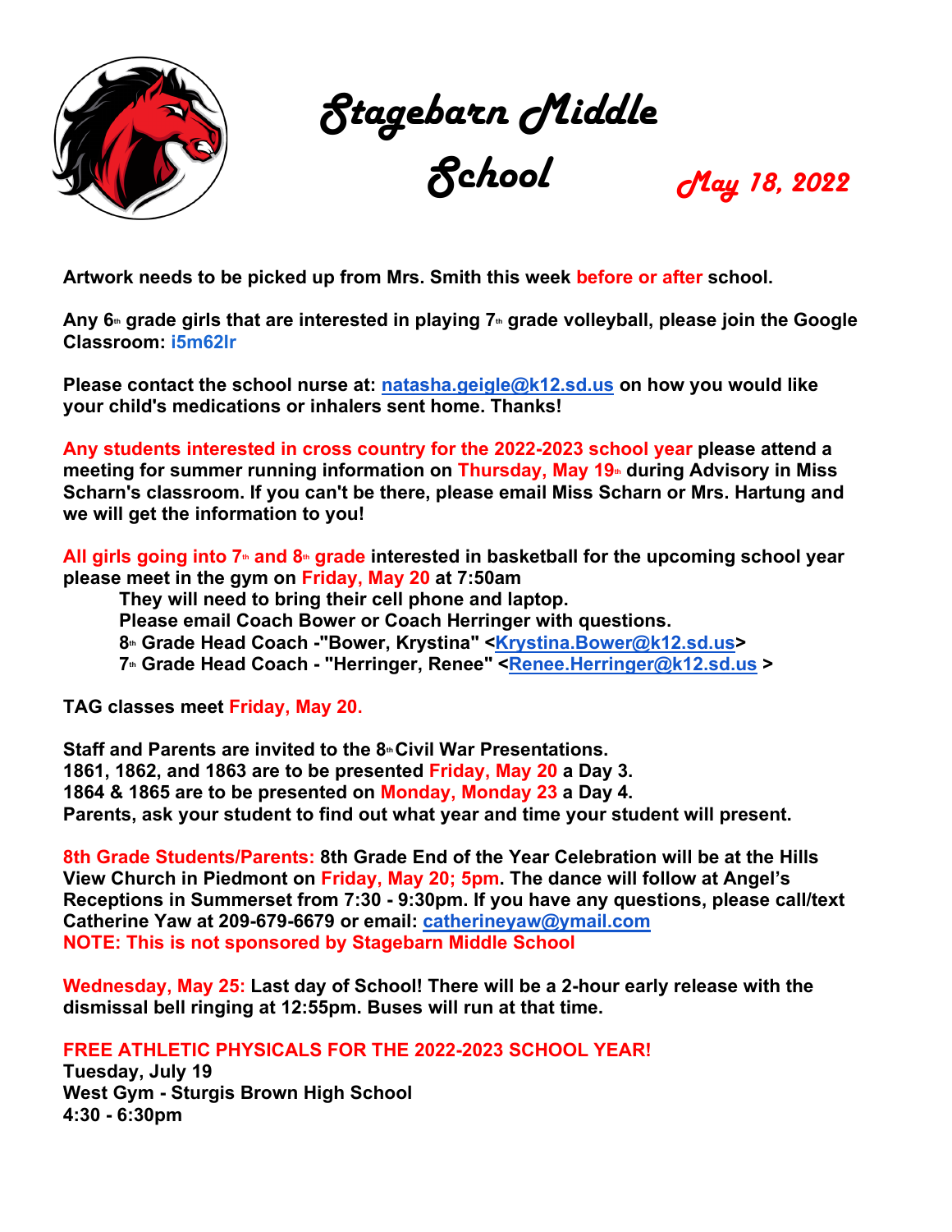# Stagebarn Middle School

*May 18, 2022*

**Artwork needs to be picked up from Mrs. Smith this week before or after school.**

**Any 6th grade girls that are interested in playing 7th grade volleyball, please join the Google Classroom: i5m62lr**

**Please contact the school nurse at: natasha.geigle@k12.sd.us on how you would like your child's medications or inhalers sent home. Thanks!**

**Any students interested in cross country for the 2022-2023 school year please attend a meeting for summer running information on Thursday, May 19th during Advisory in Miss Scharn's classroom. If you can't be there, please email Miss Scharn or Mrs. Hartung and we will get the information to you!**

**All girls going into 7th and 8th grade interested in basketball for the upcoming school year please meet in the gym on Friday, May 20 at 7:50am**

> **They will need to bring their cell phone and laptop.**
> **Please email Coach Bower or Coach Herringer with questions.**
> **8th Grade Head Coach -"Bower, Krystina" <Krystina.Bower@k12.sd.us>**
> **7th Grade Head Coach - "Herringer, Renee" <Renee.Herringer@k12.sd.us >**

**TAG classes meet Friday, May 20.**

**Staff and Parents are invited to the 8th Civil War Presentations.**
**1861, 1862, and 1863 are to be presented Friday, May 20 a Day 3.**
**1864 & 1865 are to be presented on Monday, Monday 23 a Day 4.**
**Parents, ask your student to find out what year and time your student will present.**

**8th Grade Students/Parents: 8th Grade End of the Year Celebration will be at the Hills View Church in Piedmont on Friday, May 20; 5pm. The dance will follow at Angel's Receptions in Summerset from 7:30 - 9:30pm. If you have any questions, please call/text Catherine Yaw at 209-679-6679 or email: catherineyaw@ymail.com**
**NOTE: This is not sponsored by Stagebarn Middle School**

**Wednesday, May 25: Last day of School! There will be a 2-hour early release with the dismissal bell ringing at 12:55pm. Buses will run at that time.**

**FREE ATHLETIC PHYSICALS FOR THE 2022-2023 SCHOOL YEAR!**
**Tuesday, July 19**
**West Gym - Sturgis Brown High School**
**4:30 - 6:30pm**